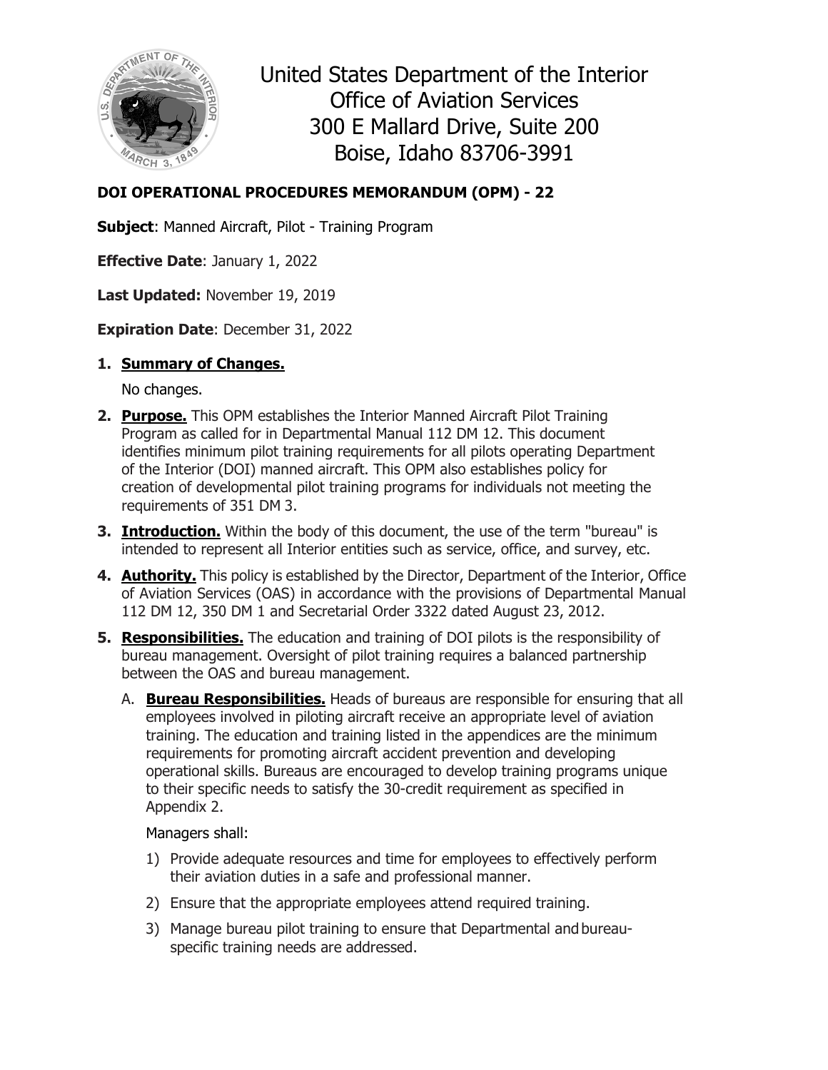United States Department of the Interior
Office of Aviation Services
300 E Mallard Drive, Suite 200
Boise, Idaho 83706-3991

**DOI OPERATIONAL PROCEDURES MEMORANDUM (OPM) - 22**

**Subject**: Manned Aircraft, Pilot - Training Program

**Effective Date**: January 1, 2022

**Last Updated:** November 19, 2019

**Expiration Date**: December 31, 2022

1. **Summary of Changes.**

   No changes.

2. **Purpose.** This OPM establishes the Interior Manned Aircraft Pilot Training Program as called for in Departmental Manual 112 DM 12. This document identifies minimum pilot training requirements for all pilots operating Department of the Interior (DOI) manned aircraft. This OPM also establishes policy for creation of developmental pilot training programs for individuals not meeting the requirements of 351 DM 3.

3. **Introduction.** Within the body of this document, the use of the term "bureau" is intended to represent all Interior entities such as service, office, and survey, etc.

4. **Authority.** This policy is established by the Director, Department of the Interior, Office of Aviation Services (OAS) in accordance with the provisions of Departmental Manual 112 DM 12, 350 DM 1 and Secretarial Order 3322 dated August 23, 2012.

5. **Responsibilities.** The education and training of DOI pilots is the responsibility of bureau management. Oversight of pilot training requires a balanced partnership between the OAS and bureau management.

   A. **Bureau Responsibilities.** Heads of bureaus are responsible for ensuring that all employees involved in piloting aircraft receive an appropriate level of aviation training. The education and training listed in the appendices are the minimum requirements for promoting aircraft accident prevention and developing operational skills. Bureaus are encouraged to develop training programs unique to their specific needs to satisfy the 30-credit requirement as specified in Appendix 2.

   Managers shall:

   1) Provide adequate resources and time for employees to effectively perform their aviation duties in a safe and professional manner.

   2) Ensure that the appropriate employees attend required training.

   3) Manage bureau pilot training to ensure that Departmental and bureau-specific training needs are addressed.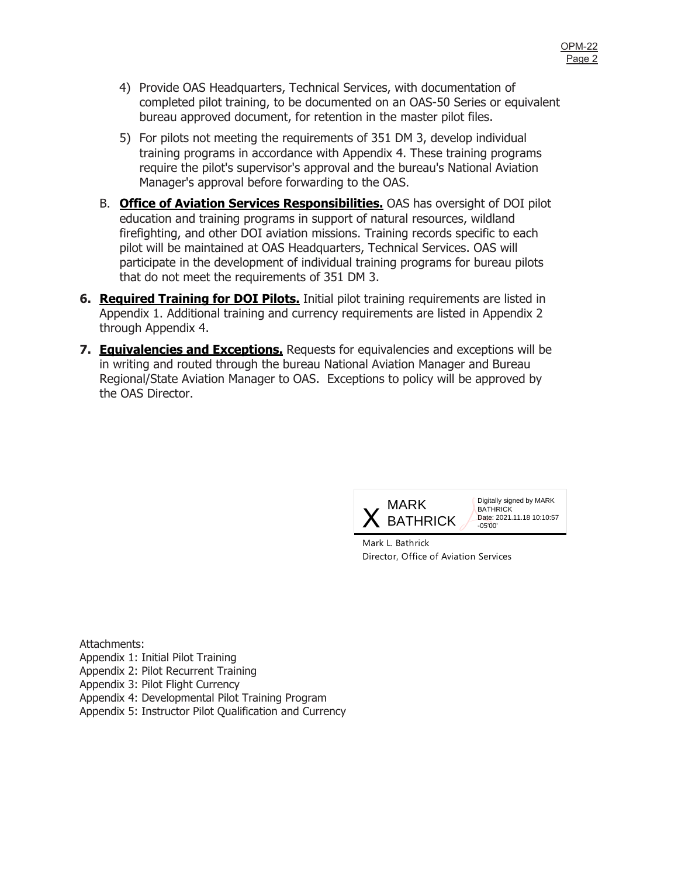4) Provide OAS Headquarters, Technical Services, with documentation of completed pilot training, to be documented on an OAS-50 Series or equivalent bureau approved document, for retention in the master pilot files.

5) For pilots not meeting the requirements of 351 DM 3, develop individual training programs in accordance with Appendix 4. These training programs require the pilot's supervisor's approval and the bureau's National Aviation Manager's approval before forwarding to the OAS.

B. **Office of Aviation Services Responsibilities.** OAS has oversight of DOI pilot education and training programs in support of natural resources, wildland firefighting, and other DOI aviation missions. Training records specific to each pilot will be maintained at OAS Headquarters, Technical Services. OAS will participate in the development of individual training programs for bureau pilots that do not meet the requirements of 351 DM 3.

**6. Required Training for DOI Pilots.** Initial pilot training requirements are listed in Appendix 1. Additional training and currency requirements are listed in Appendix 2 through Appendix 4.

**7. Equivalencies and Exceptions.** Requests for equivalencies and exceptions will be in writing and routed through the bureau National Aviation Manager and Bureau Regional/State Aviation Manager to OAS. Exceptions to policy will be approved by the OAS Director.

X MARK BATHRICK

Digitally signed by MARK BATHRICK
Date: 2021.11.18 10:10:57 -05'00'

Mark L. Bathrick
Director, Office of Aviation Services

Attachments:
Appendix 1: Initial Pilot Training
Appendix 2: Pilot Recurrent Training
Appendix 3: Pilot Flight Currency
Appendix 4: Developmental Pilot Training Program
Appendix 5: Instructor Pilot Qualification and Currency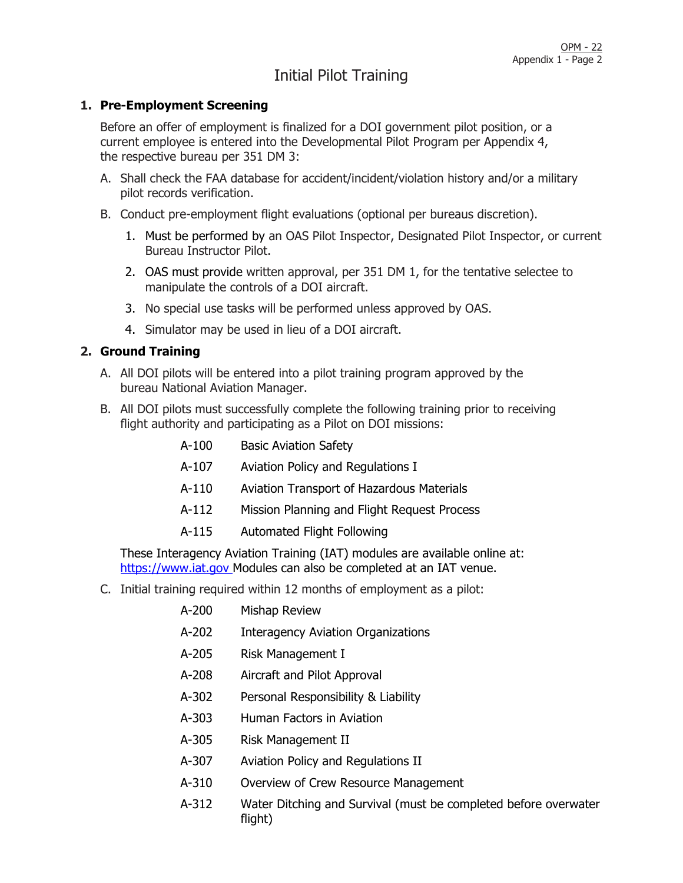# Initial Pilot Training

## 1. Pre-Employment Screening

Before an offer of employment is finalized for a DOI government pilot position, or a current employee is entered into the Developmental Pilot Program per Appendix 4, the respective bureau per 351 DM 3:

A. Shall check the FAA database for accident/incident/violation history and/or a military pilot records verification.

B. Conduct pre-employment flight evaluations (optional per bureaus discretion).

   1. Must be performed by an OAS Pilot Inspector, Designated Pilot Inspector, or current Bureau Instructor Pilot.
   2. OAS must provide written approval, per 351 DM 1, for the tentative selectee to manipulate the controls of a DOI aircraft.
   3. No special use tasks will be performed unless approved by OAS.
   4. Simulator may be used in lieu of a DOI aircraft.

## 2. Ground Training

A. All DOI pilots will be entered into a pilot training program approved by the bureau National Aviation Manager.

B. All DOI pilots must successfully complete the following training prior to receiving flight authority and participating as a Pilot on DOI missions:

| | |
|---|---|
| A-100 | Basic Aviation Safety |
| A-107 | Aviation Policy and Regulations I |
| A-110 | Aviation Transport of Hazardous Materials |
| A-112 | Mission Planning and Flight Request Process |
| A-115 | Automated Flight Following |

These Interagency Aviation Training (IAT) modules are available online at: https://www.iat.gov Modules can also be completed at an IAT venue.

C. Initial training required within 12 months of employment as a pilot:

| | |
|---|---|
| A-200 | Mishap Review |
| A-202 | Interagency Aviation Organizations |
| A-205 | Risk Management I |
| A-208 | Aircraft and Pilot Approval |
| A-302 | Personal Responsibility & Liability |
| A-303 | Human Factors in Aviation |
| A-305 | Risk Management II |
| A-307 | Aviation Policy and Regulations II |
| A-310 | Overview of Crew Resource Management |
| A-312 | Water Ditching and Survival (must be completed before overwater flight) |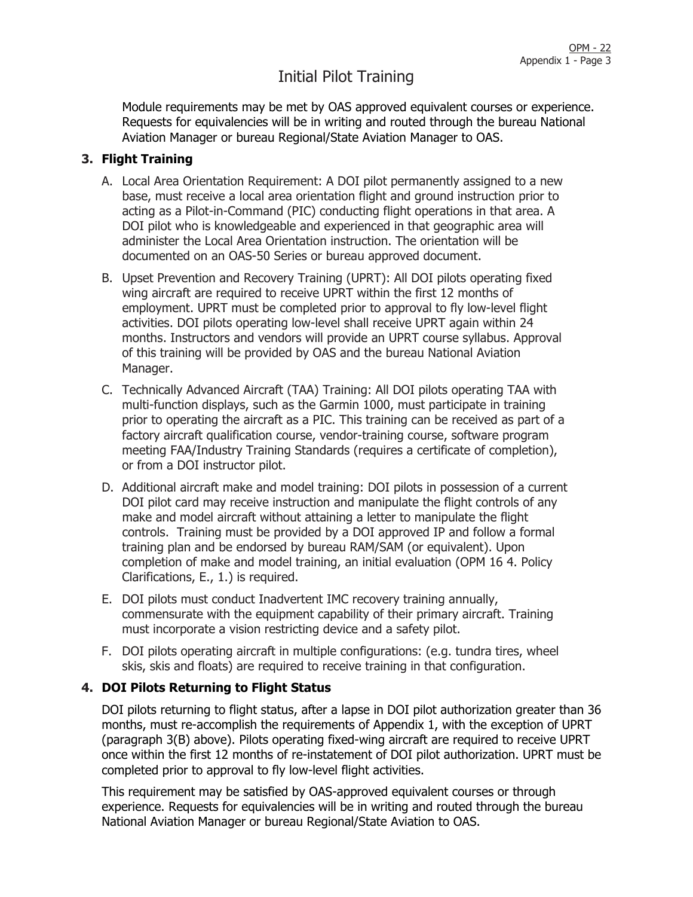Module requirements may be met by OAS approved equivalent courses or experience. Requests for equivalencies will be in writing and routed through the bureau National Aviation Manager or bureau Regional/State Aviation Manager to OAS.

## 3. Flight Training

A. Local Area Orientation Requirement: A DOI pilot permanently assigned to a new base, must receive a local area orientation flight and ground instruction prior to acting as a Pilot-in-Command (PIC) conducting flight operations in that area. A DOI pilot who is knowledgeable and experienced in that geographic area will administer the Local Area Orientation instruction. The orientation will be documented on an OAS-50 Series or bureau approved document.

B. Upset Prevention and Recovery Training (UPRT): All DOI pilots operating fixed wing aircraft are required to receive UPRT within the first 12 months of employment. UPRT must be completed prior to approval to fly low-level flight activities. DOI pilots operating low-level shall receive UPRT again within 24 months. Instructors and vendors will provide an UPRT course syllabus. Approval of this training will be provided by OAS and the bureau National Aviation Manager.

C. Technically Advanced Aircraft (TAA) Training: All DOI pilots operating TAA with multi-function displays, such as the Garmin 1000, must participate in training prior to operating the aircraft as a PIC. This training can be received as part of a factory aircraft qualification course, vendor-training course, software program meeting FAA/Industry Training Standards (requires a certificate of completion), or from a DOI instructor pilot.

D. Additional aircraft make and model training: DOI pilots in possession of a current DOI pilot card may receive instruction and manipulate the flight controls of any make and model aircraft without attaining a letter to manipulate the flight controls. Training must be provided by a DOI approved IP and follow a formal training plan and be endorsed by bureau RAM/SAM (or equivalent). Upon completion of make and model training, an initial evaluation (OPM 16 4. Policy Clarifications, E., 1.) is required.

E. DOI pilots must conduct Inadvertent IMC recovery training annually, commensurate with the equipment capability of their primary aircraft. Training must incorporate a vision restricting device and a safety pilot.

F. DOI pilots operating aircraft in multiple configurations: (e.g. tundra tires, wheel skis, skis and floats) are required to receive training in that configuration.

## 4. DOI Pilots Returning to Flight Status

DOI pilots returning to flight status, after a lapse in DOI pilot authorization greater than 36 months, must re-accomplish the requirements of Appendix 1, with the exception of UPRT (paragraph 3(B) above). Pilots operating fixed-wing aircraft are required to receive UPRT once within the first 12 months of re-instatement of DOI pilot authorization. UPRT must be completed prior to approval to fly low-level flight activities.

This requirement may be satisfied by OAS-approved equivalent courses or through experience. Requests for equivalencies will be in writing and routed through the bureau National Aviation Manager or bureau Regional/State Aviation to OAS.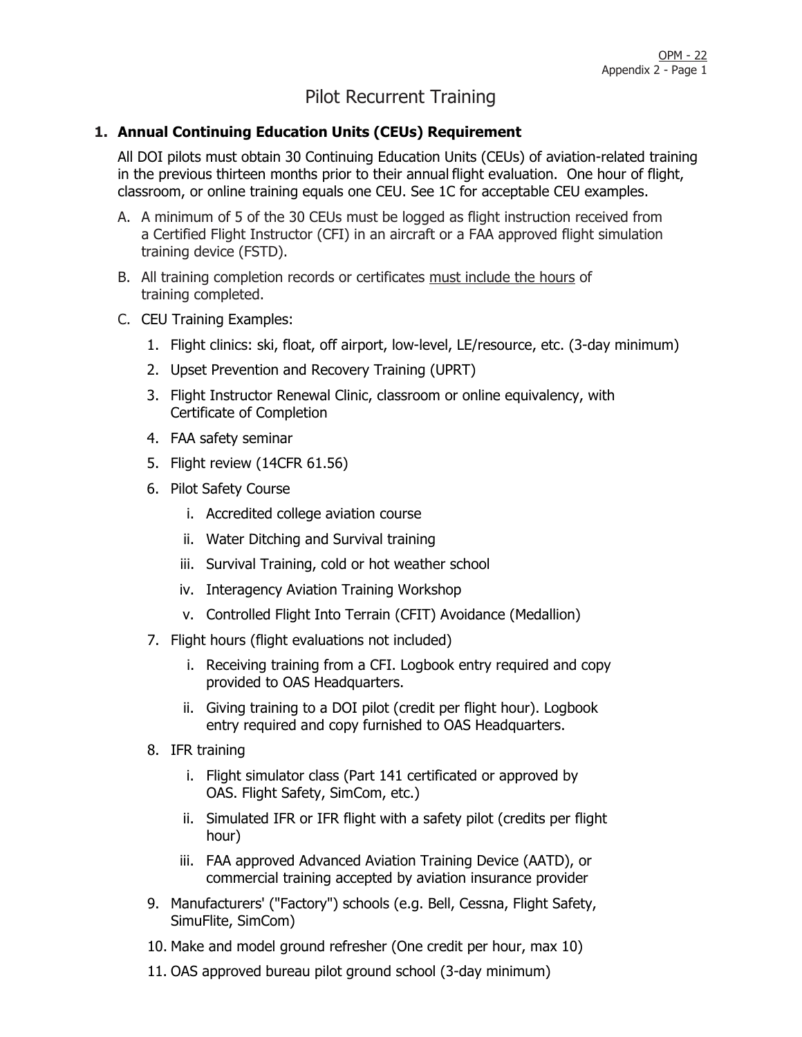# Pilot Recurrent Training

## 1. Annual Continuing Education Units (CEUs) Requirement

All DOI pilots must obtain 30 Continuing Education Units (CEUs) of aviation-related training in the previous thirteen months prior to their annual flight evaluation. One hour of flight, classroom, or online training equals one CEU. See 1C for acceptable CEU examples.

A. A minimum of 5 of the 30 CEUs must be logged as flight instruction received from a Certified Flight Instructor (CFI) in an aircraft or a FAA approved flight simulation training device (FSTD).

B. All training completion records or certificates <u>must include the hours</u> of training completed.

C. CEU Training Examples:

1. Flight clinics: ski, float, off airport, low-level, LE/resource, etc. (3-day minimum)
2. Upset Prevention and Recovery Training (UPRT)
3. Flight Instructor Renewal Clinic, classroom or online equivalency, with Certificate of Completion
4. FAA safety seminar
5. Flight review (14CFR 61.56)
6. Pilot Safety Course
   1. Accredited college aviation course
   2. Water Ditching and Survival training
   3. Survival Training, cold or hot weather school
   4. Interagency Aviation Training Workshop
   5. Controlled Flight Into Terrain (CFIT) Avoidance (Medallion)
7. Flight hours (flight evaluations not included)
   1. Receiving training from a CFI. Logbook entry required and copy provided to OAS Headquarters.
   2. Giving training to a DOI pilot (credit per flight hour). Logbook entry required and copy furnished to OAS Headquarters.
8. IFR training
   1. Flight simulator class (Part 141 certificated or approved by OAS. Flight Safety, SimCom, etc.)
   2. Simulated IFR or IFR flight with a safety pilot (credits per flight hour)
   3. FAA approved Advanced Aviation Training Device (AATD), or commercial training accepted by aviation insurance provider
9. Manufacturers' ("Factory") schools (e.g. Bell, Cessna, Flight Safety, SimuFlite, SimCom)
10. Make and model ground refresher (One credit per hour, max 10)
11. OAS approved bureau pilot ground school (3-day minimum)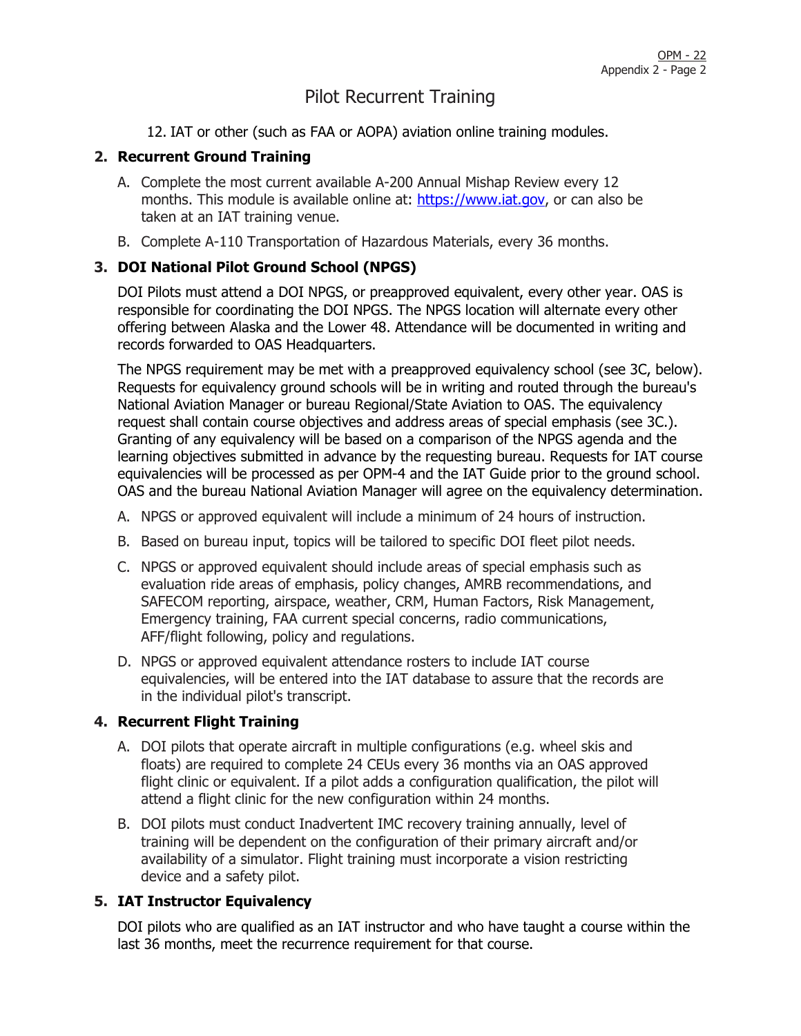# Pilot Recurrent Training

12. IAT or other (such as FAA or AOPA) aviation online training modules.

## 2. Recurrent Ground Training

A. Complete the most current available A-200 Annual Mishap Review every 12 months. This module is available online at: [https://www.iat.gov](https://www.iat.gov), or can also be taken at an IAT training venue.

B. Complete A-110 Transportation of Hazardous Materials, every 36 months.

## 3. DOI National Pilot Ground School (NPGS)

DOI Pilots must attend a DOI NPGS, or preapproved equivalent, every other year. OAS is responsible for coordinating the DOI NPGS. The NPGS location will alternate every other offering between Alaska and the Lower 48. Attendance will be documented in writing and records forwarded to OAS Headquarters.

The NPGS requirement may be met with a preapproved equivalency school (see 3C, below). Requests for equivalency ground schools will be in writing and routed through the bureau's National Aviation Manager or bureau Regional/State Aviation to OAS. The equivalency request shall contain course objectives and address areas of special emphasis (see 3C.). Granting of any equivalency will be based on a comparison of the NPGS agenda and the learning objectives submitted in advance by the requesting bureau. Requests for IAT course equivalencies will be processed as per OPM-4 and the IAT Guide prior to the ground school. OAS and the bureau National Aviation Manager will agree on the equivalency determination.

A. NPGS or approved equivalent will include a minimum of 24 hours of instruction.

B. Based on bureau input, topics will be tailored to specific DOI fleet pilot needs.

C. NPGS or approved equivalent should include areas of special emphasis such as evaluation ride areas of emphasis, policy changes, AMRB recommendations, and SAFECOM reporting, airspace, weather, CRM, Human Factors, Risk Management, Emergency training, FAA current special concerns, radio communications, AFF/flight following, policy and regulations.

D. NPGS or approved equivalent attendance rosters to include IAT course equivalencies, will be entered into the IAT database to assure that the records are in the individual pilot's transcript.

## 4. Recurrent Flight Training

A. DOI pilots that operate aircraft in multiple configurations (e.g. wheel skis and floats) are required to complete 24 CEUs every 36 months via an OAS approved flight clinic or equivalent. If a pilot adds a configuration qualification, the pilot will attend a flight clinic for the new configuration within 24 months.

B. DOI pilots must conduct Inadvertent IMC recovery training annually, level of training will be dependent on the configuration of their primary aircraft and/or availability of a simulator. Flight training must incorporate a vision restricting device and a safety pilot.

## 5. IAT Instructor Equivalency

DOI pilots who are qualified as an IAT instructor and who have taught a course within the last 36 months, meet the recurrence requirement for that course.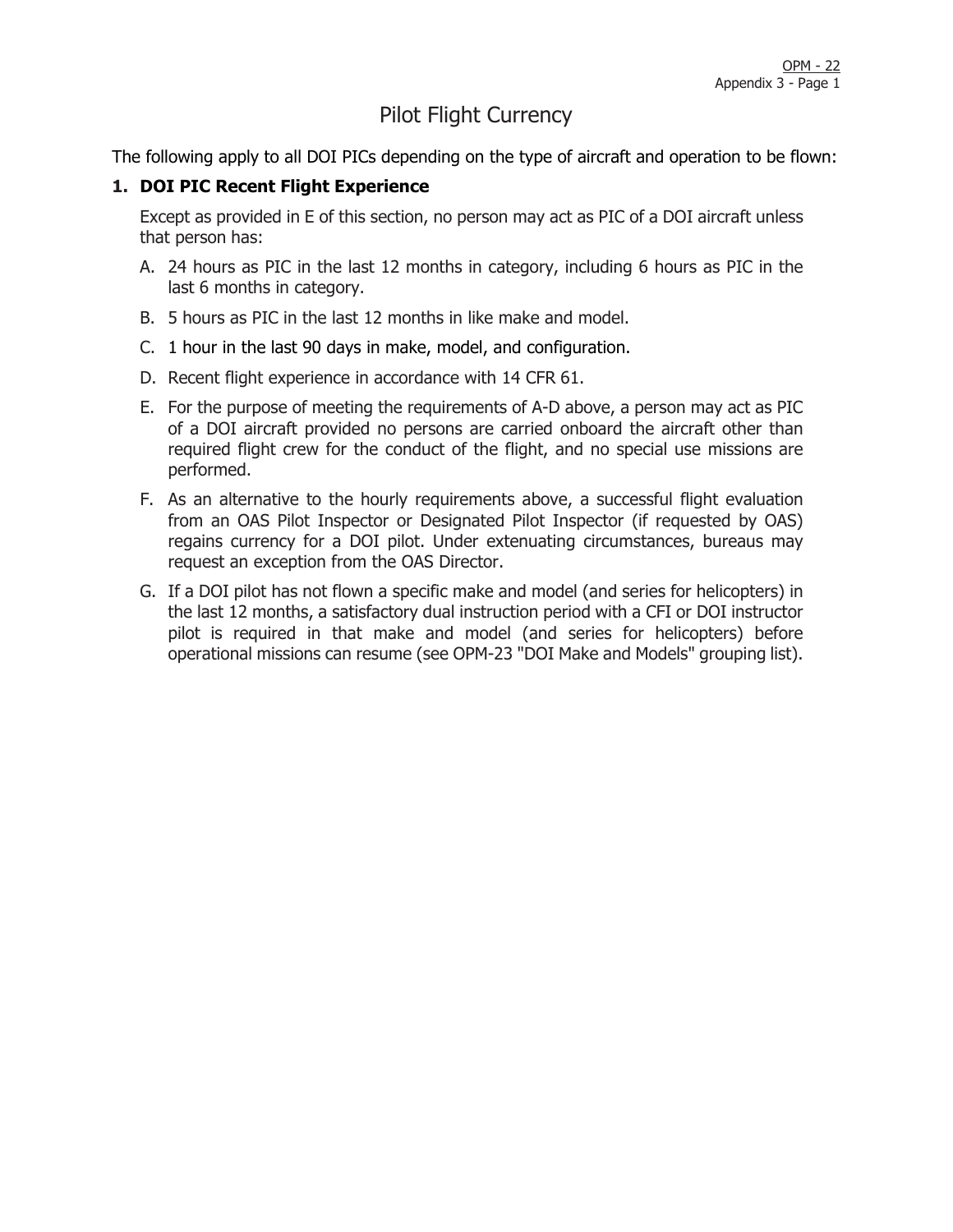# Pilot Flight Currency

The following apply to all DOI PICs depending on the type of aircraft and operation to be flown:

## 1. DOI PIC Recent Flight Experience

Except as provided in E of this section, no person may act as PIC of a DOI aircraft unless that person has:

A. 24 hours as PIC in the last 12 months in category, including 6 hours as PIC in the last 6 months in category.

B. 5 hours as PIC in the last 12 months in like make and model.

C. 1 hour in the last 90 days in make, model, and configuration.

D. Recent flight experience in accordance with 14 CFR 61.

E. For the purpose of meeting the requirements of A-D above, a person may act as PIC of a DOI aircraft provided no persons are carried onboard the aircraft other than required flight crew for the conduct of the flight, and no special use missions are performed.

F. As an alternative to the hourly requirements above, a successful flight evaluation from an OAS Pilot Inspector or Designated Pilot Inspector (if requested by OAS) regains currency for a DOI pilot. Under extenuating circumstances, bureaus may request an exception from the OAS Director.

G. If a DOI pilot has not flown a specific make and model (and series for helicopters) in the last 12 months, a satisfactory dual instruction period with a CFI or DOI instructor pilot is required in that make and model (and series for helicopters) before operational missions can resume (see OPM-23 "DOI Make and Models" grouping list).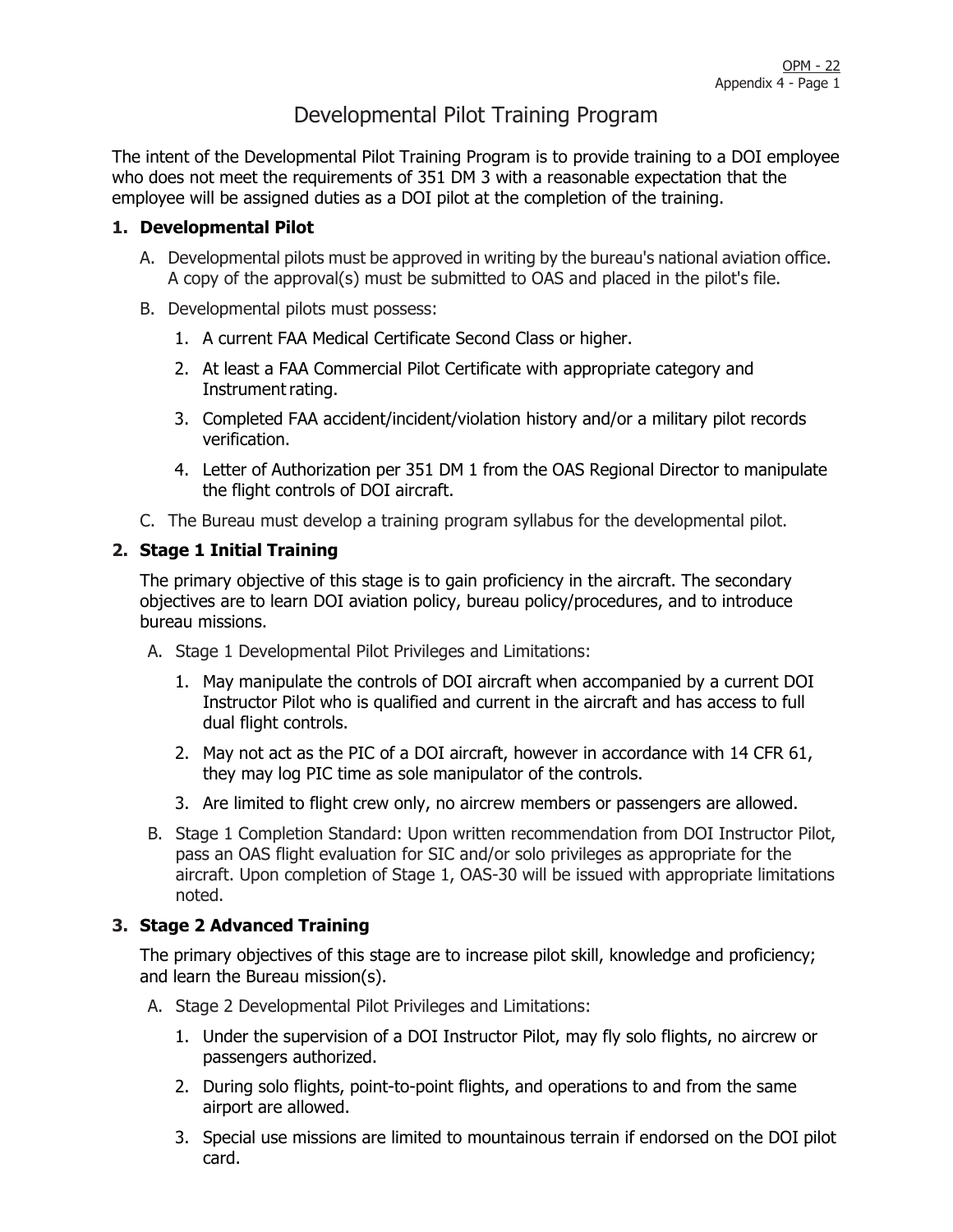# Developmental Pilot Training Program

The intent of the Developmental Pilot Training Program is to provide training to a DOI employee who does not meet the requirements of 351 DM 3 with a reasonable expectation that the employee will be assigned duties as a DOI pilot at the completion of the training.

## 1. Developmental Pilot

A. Developmental pilots must be approved in writing by the bureau's national aviation office. A copy of the approval(s) must be submitted to OAS and placed in the pilot's file.

B. Developmental pilots must possess:

1. A current FAA Medical Certificate Second Class or higher.
2. At least a FAA Commercial Pilot Certificate with appropriate category and Instrument rating.
3. Completed FAA accident/incident/violation history and/or a military pilot records verification.
4. Letter of Authorization per 351 DM 1 from the OAS Regional Director to manipulate the flight controls of DOI aircraft.

C. The Bureau must develop a training program syllabus for the developmental pilot.

## 2. Stage 1 Initial Training

The primary objective of this stage is to gain proficiency in the aircraft. The secondary objectives are to learn DOI aviation policy, bureau policy/procedures, and to introduce bureau missions.

A. Stage 1 Developmental Pilot Privileges and Limitations:

1. May manipulate the controls of DOI aircraft when accompanied by a current DOI Instructor Pilot who is qualified and current in the aircraft and has access to full dual flight controls.
2. May not act as the PIC of a DOI aircraft, however in accordance with 14 CFR 61, they may log PIC time as sole manipulator of the controls.
3. Are limited to flight crew only, no aircrew members or passengers are allowed.

B. Stage 1 Completion Standard: Upon written recommendation from DOI Instructor Pilot, pass an OAS flight evaluation for SIC and/or solo privileges as appropriate for the aircraft. Upon completion of Stage 1, OAS-30 will be issued with appropriate limitations noted.

## 3. Stage 2 Advanced Training

The primary objectives of this stage are to increase pilot skill, knowledge and proficiency; and learn the Bureau mission(s).

A. Stage 2 Developmental Pilot Privileges and Limitations:

1. Under the supervision of a DOI Instructor Pilot, may fly solo flights, no aircrew or passengers authorized.
2. During solo flights, point-to-point flights, and operations to and from the same airport are allowed.
3. Special use missions are limited to mountainous terrain if endorsed on the DOI pilot card.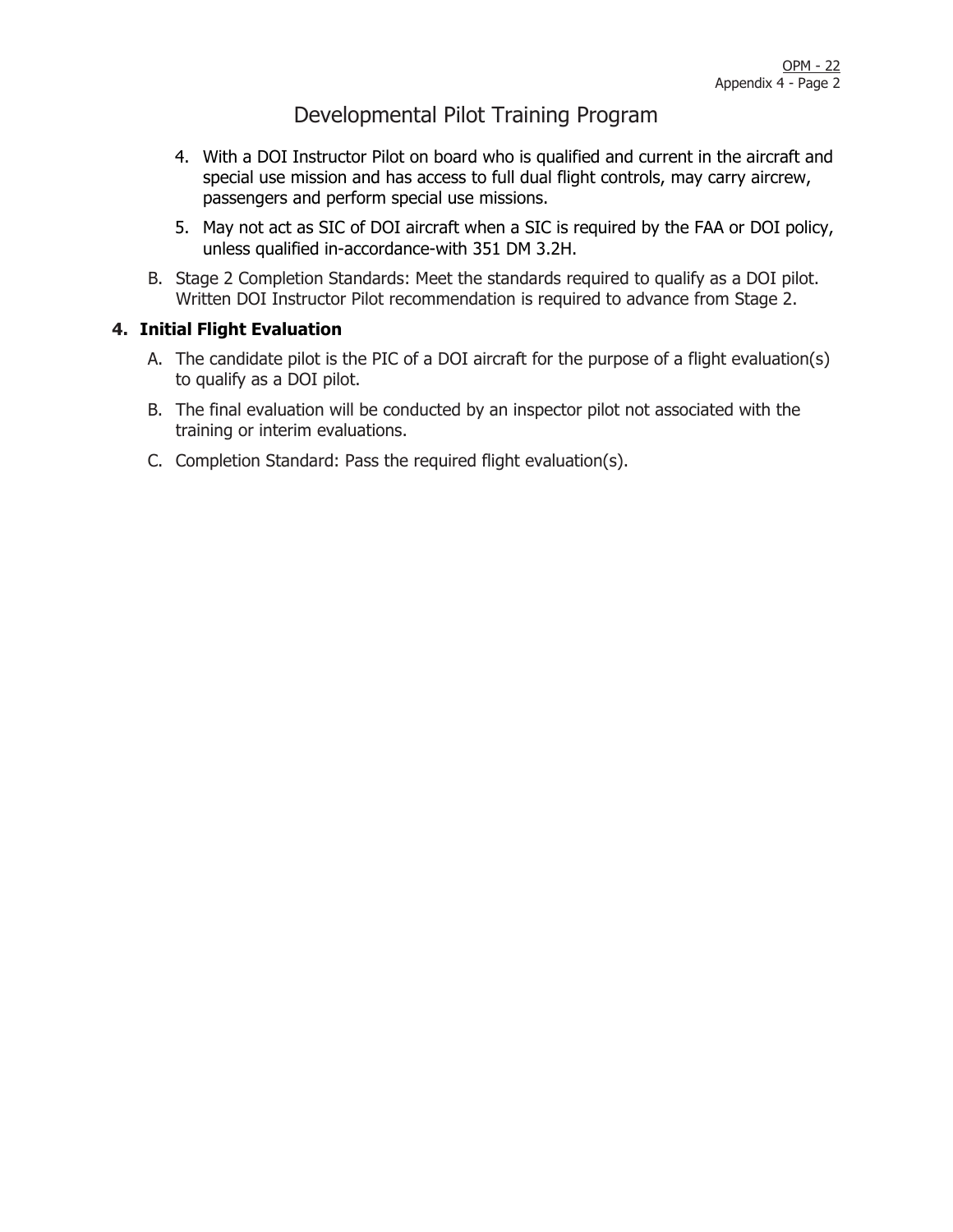# Developmental Pilot Training Program

4. With a DOI Instructor Pilot on board who is qualified and current in the aircraft and special use mission and has access to full dual flight controls, may carry aircrew, passengers and perform special use missions.
5. May not act as SIC of DOI aircraft when a SIC is required by the FAA or DOI policy, unless qualified in-accordance-with 351 DM 3.2H.

B. Stage 2 Completion Standards: Meet the standards required to qualify as a DOI pilot. Written DOI Instructor Pilot recommendation is required to advance from Stage 2.

## 4. Initial Flight Evaluation

A. The candidate pilot is the PIC of a DOI aircraft for the purpose of a flight evaluation(s) to qualify as a DOI pilot.

B. The final evaluation will be conducted by an inspector pilot not associated with the training or interim evaluations.

C. Completion Standard: Pass the required flight evaluation(s).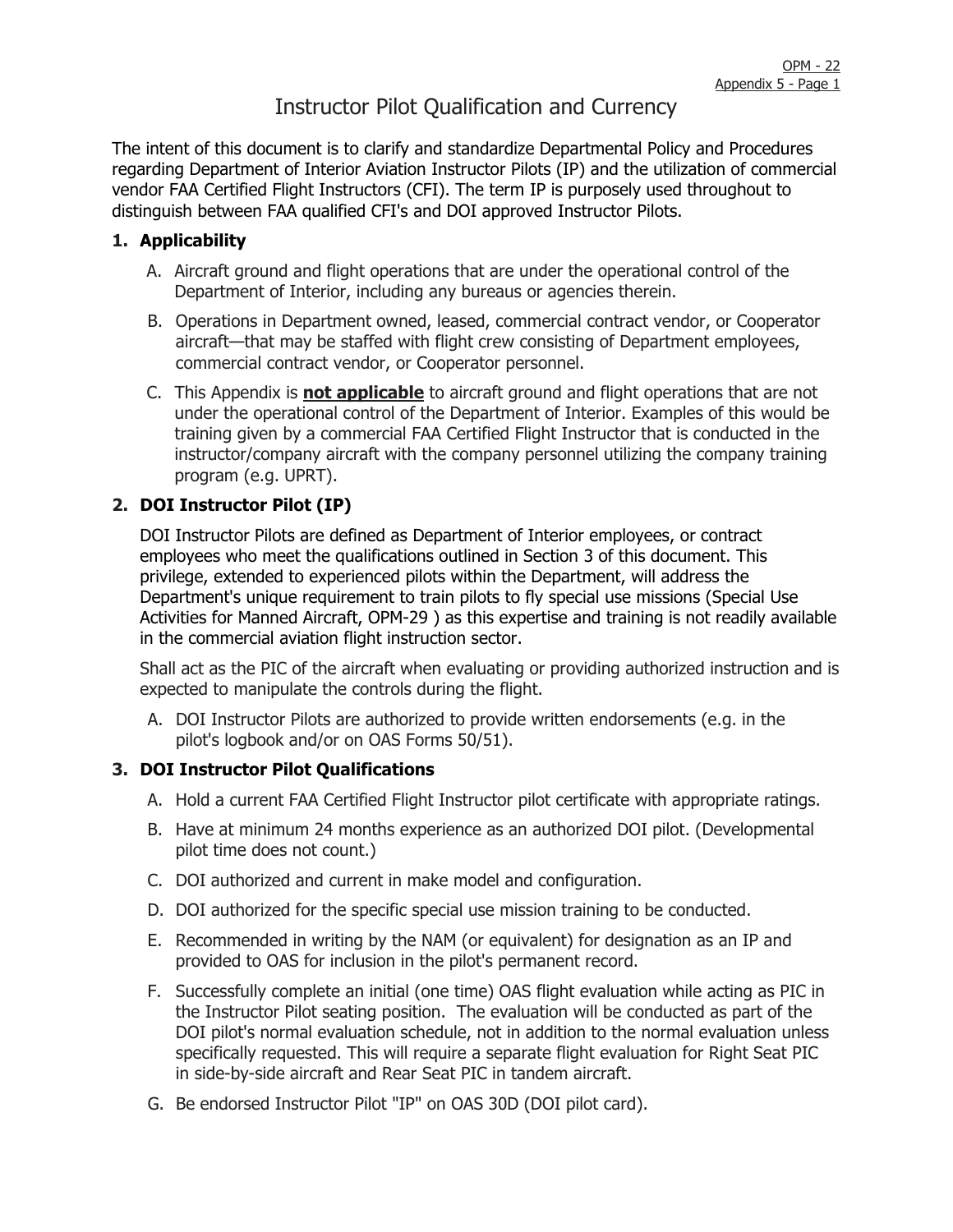# Instructor Pilot Qualification and Currency

The intent of this document is to clarify and standardize Departmental Policy and Procedures regarding Department of Interior Aviation Instructor Pilots (IP) and the utilization of commercial vendor FAA Certified Flight Instructors (CFI). The term IP is purposely used throughout to distinguish between FAA qualified CFI's and DOI approved Instructor Pilots.

## 1. Applicability

A. Aircraft ground and flight operations that are under the operational control of the Department of Interior, including any bureaus or agencies therein.

B. Operations in Department owned, leased, commercial contract vendor, or Cooperator aircraft—that may be staffed with flight crew consisting of Department employees, commercial contract vendor, or Cooperator personnel.

C. This Appendix is **not applicable** to aircraft ground and flight operations that are not under the operational control of the Department of Interior. Examples of this would be training given by a commercial FAA Certified Flight Instructor that is conducted in the instructor/company aircraft with the company personnel utilizing the company training program (e.g. UPRT).

## 2. DOI Instructor Pilot (IP)

DOI Instructor Pilots are defined as Department of Interior employees, or contract employees who meet the qualifications outlined in Section 3 of this document. This privilege, extended to experienced pilots within the Department, will address the Department's unique requirement to train pilots to fly special use missions (Special Use Activities for Manned Aircraft, OPM-29 ) as this expertise and training is not readily available in the commercial aviation flight instruction sector.

Shall act as the PIC of the aircraft when evaluating or providing authorized instruction and is expected to manipulate the controls during the flight.

A. DOI Instructor Pilots are authorized to provide written endorsements (e.g. in the pilot's logbook and/or on OAS Forms 50/51).

## 3. DOI Instructor Pilot Qualifications

A. Hold a current FAA Certified Flight Instructor pilot certificate with appropriate ratings.

B. Have at minimum 24 months experience as an authorized DOI pilot. (Developmental pilot time does not count.)

C. DOI authorized and current in make model and configuration.

D. DOI authorized for the specific special use mission training to be conducted.

E. Recommended in writing by the NAM (or equivalent) for designation as an IP and provided to OAS for inclusion in the pilot's permanent record.

F. Successfully complete an initial (one time) OAS flight evaluation while acting as PIC in the Instructor Pilot seating position. The evaluation will be conducted as part of the DOI pilot's normal evaluation schedule, not in addition to the normal evaluation unless specifically requested. This will require a separate flight evaluation for Right Seat PIC in side-by-side aircraft and Rear Seat PIC in tandem aircraft.

G. Be endorsed Instructor Pilot "IP" on OAS 30D (DOI pilot card).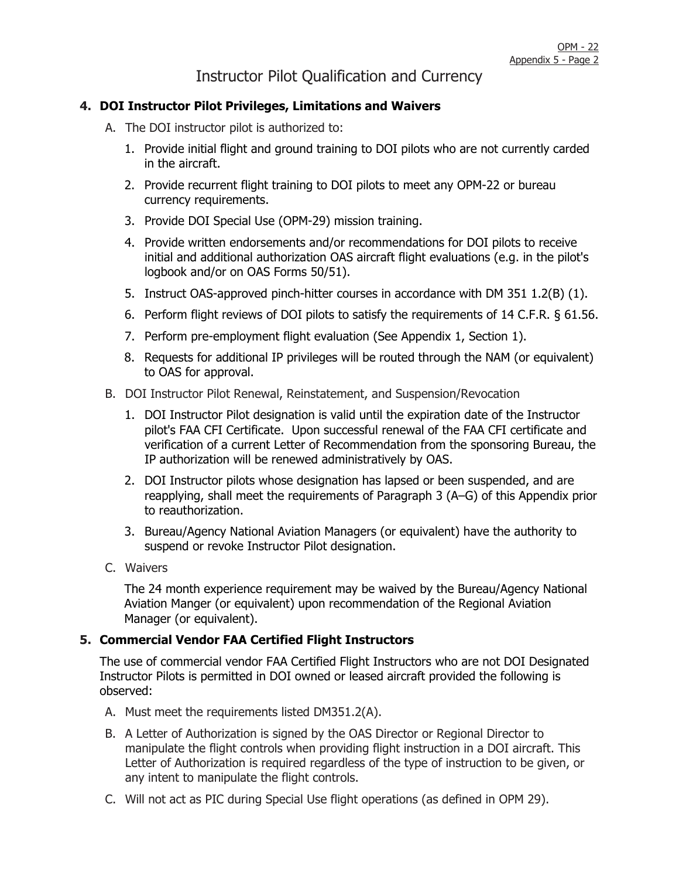# Instructor Pilot Qualification and Currency

## 4. DOI Instructor Pilot Privileges, Limitations and Waivers

A. The DOI instructor pilot is authorized to:

1. Provide initial flight and ground training to DOI pilots who are not currently carded in the aircraft.
2. Provide recurrent flight training to DOI pilots to meet any OPM-22 or bureau currency requirements.
3. Provide DOI Special Use (OPM-29) mission training.
4. Provide written endorsements and/or recommendations for DOI pilots to receive initial and additional authorization OAS aircraft flight evaluations (e.g. in the pilot's logbook and/or on OAS Forms 50/51).
5. Instruct OAS-approved pinch-hitter courses in accordance with DM 351 1.2(B) (1).
6. Perform flight reviews of DOI pilots to satisfy the requirements of 14 C.F.R. § 61.56.
7. Perform pre-employment flight evaluation (See Appendix 1, Section 1).
8. Requests for additional IP privileges will be routed through the NAM (or equivalent) to OAS for approval.

B. DOI Instructor Pilot Renewal, Reinstatement, and Suspension/Revocation

1. DOI Instructor Pilot designation is valid until the expiration date of the Instructor pilot's FAA CFI Certificate. Upon successful renewal of the FAA CFI certificate and verification of a current Letter of Recommendation from the sponsoring Bureau, the IP authorization will be renewed administratively by OAS.
2. DOI Instructor pilots whose designation has lapsed or been suspended, and are reapplying, shall meet the requirements of Paragraph 3 (A–G) of this Appendix prior to reauthorization.
3. Bureau/Agency National Aviation Managers (or equivalent) have the authority to suspend or revoke Instructor Pilot designation.

C. Waivers

The 24 month experience requirement may be waived by the Bureau/Agency National Aviation Manger (or equivalent) upon recommendation of the Regional Aviation Manager (or equivalent).

## 5. Commercial Vendor FAA Certified Flight Instructors

The use of commercial vendor FAA Certified Flight Instructors who are not DOI Designated Instructor Pilots is permitted in DOI owned or leased aircraft provided the following is observed:

A. Must meet the requirements listed DM351.2(A).

B. A Letter of Authorization is signed by the OAS Director or Regional Director to manipulate the flight controls when providing flight instruction in a DOI aircraft. This Letter of Authorization is required regardless of the type of instruction to be given, or any intent to manipulate the flight controls.

C. Will not act as PIC during Special Use flight operations (as defined in OPM 29).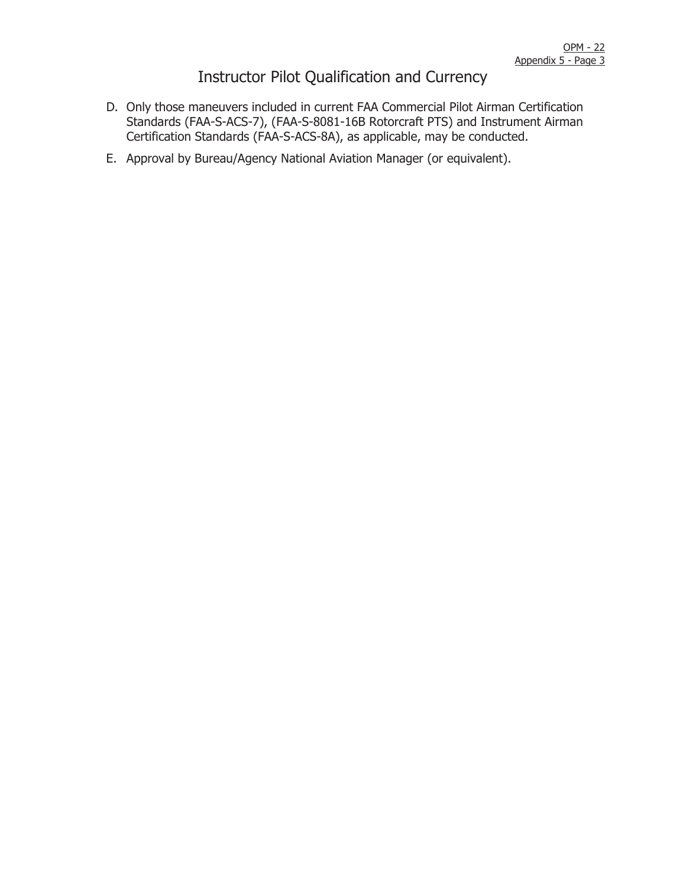# Instructor Pilot Qualification and Currency

D. Only those maneuvers included in current FAA Commercial Pilot Airman Certification Standards (FAA-S-ACS-7), (FAA-S-8081-16B Rotorcraft PTS) and Instrument Airman Certification Standards (FAA-S-ACS-8A), as applicable, may be conducted.

E. Approval by Bureau/Agency National Aviation Manager (or equivalent).